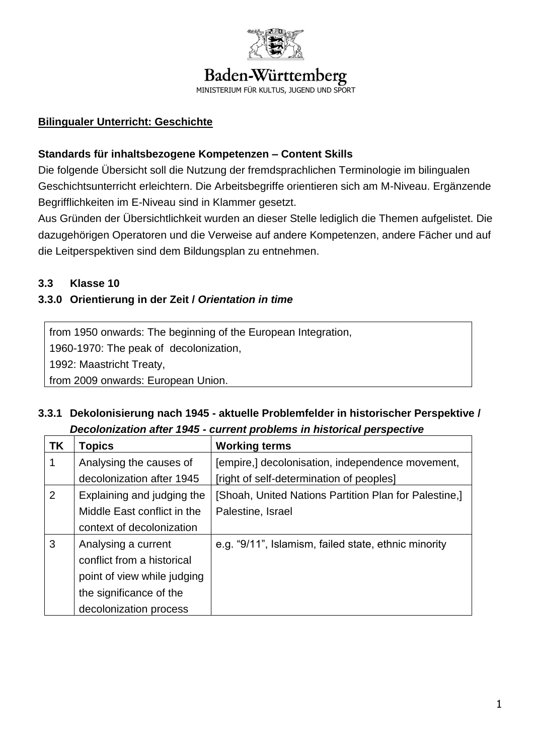Baden-Württemberg

MINISTERIUM FÜR KULTUS, JUGEND UND SPORT

**Bilingualer Unterricht: Geschichte**

**Standards für inhaltsbezogene Kompetenzen – Content Skills**

Die folgende Übersicht soll die Nutzung der fremdsprachlichen Terminologie im bilingualen Geschichtsunterricht erleichtern. Die Arbeitsbegriffe orientieren sich am M-Niveau. Ergänzende Begrifflichkeiten im E-Niveau sind in Klammer gesetzt.

Aus Gründen der Übersichtlichkeit wurden an dieser Stelle lediglich die Themen aufgelistet. Die dazugehörigen Operatoren und die Verweise auf andere Kompetenzen, andere Fächer und auf die Leitperspektiven sind dem Bildungsplan zu entnehmen.

## 3.3 Klasse 10

### 3.3.0 Orientierung in der Zeit / *Orientation in time*

| |
|---|
| from 1950 onwards: The beginning of the European Integration,<br>1960-1970: The peak of decolonization,<br>1992: Maastricht Treaty,<br>from 2009 onwards: European Union. |

### 3.3.1 Dekolonisierung nach 1945 - aktuelle Problemfelder in historischer Perspektive / *Decolonization after 1945 - current problems in historical perspective*

| TK | Topics | Working terms |
|---|---|---|
| 1 | Analysing the causes of decolonization after 1945 | [empire,] decolonisation, independence movement, [right of self-determination of peoples] |
| 2 | Explaining and judging the Middle East conflict in the context of decolonization | [Shoah, United Nations Partition Plan for Palestine,] Palestine, Israel |
| 3 | Analysing a current conflict from a historical point of view while judging the significance of the decolonization process | e.g. "9/11", Islamism, failed state, ethnic minority |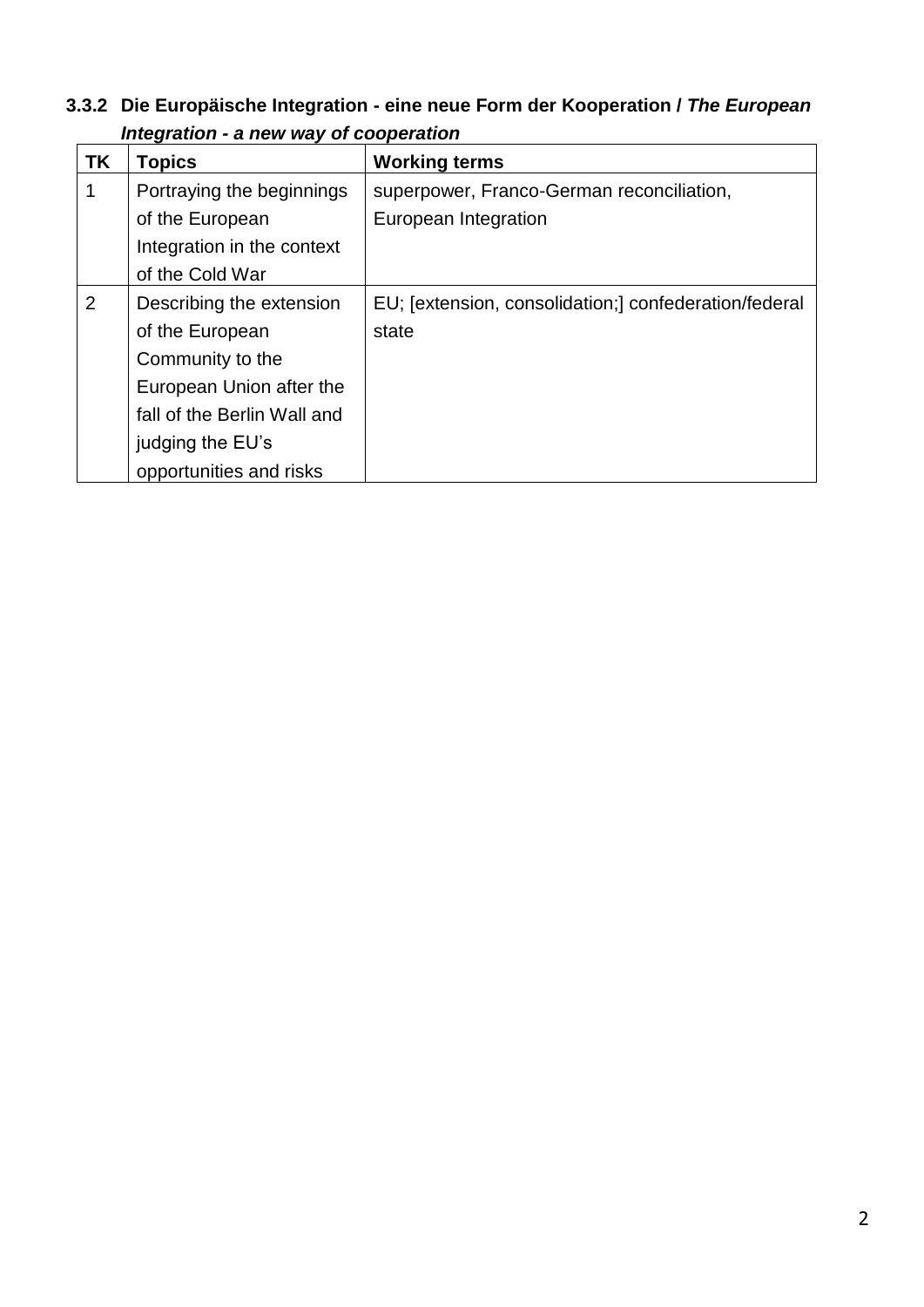### 3.3.2 Die Europäische Integration - eine neue Form der Kooperation / *The European Integration - a new way of cooperation*

| TK | Topics | Working terms |
|---|---|---|
| 1 | Portraying the beginnings of the European Integration in the context of the Cold War | superpower, Franco-German reconciliation, European Integration |
| 2 | Describing the extension of the European Community to the European Union after the fall of the Berlin Wall and judging the EU's opportunities and risks | EU; [extension, consolidation;] confederation/federal state |